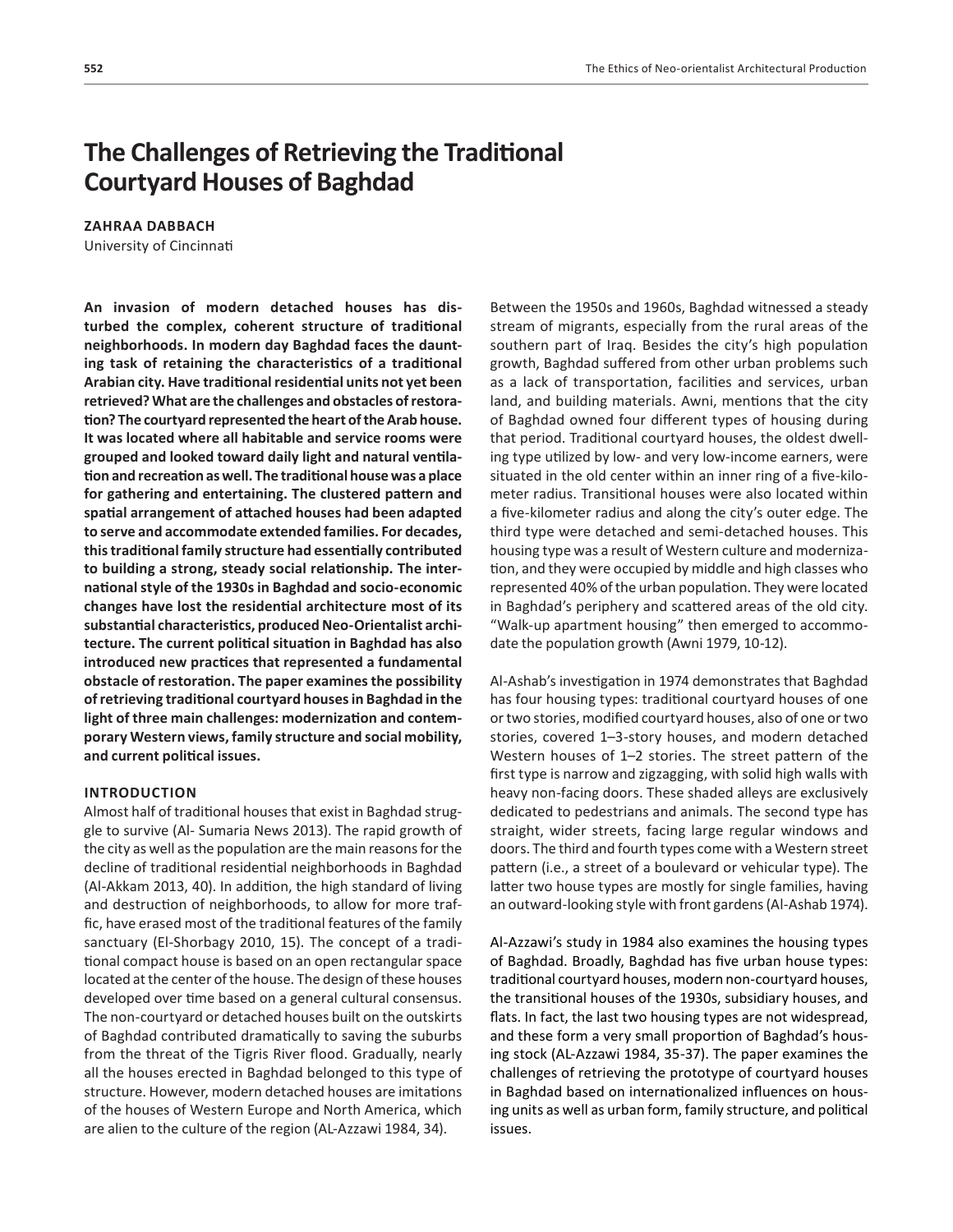# The Challenges of Retrieving the Traditional Courtyard Houses of Baghdad

**ZAHRAA DABBACH**
University of Cincinnati

**An invasion of modern detached houses has disturbed the complex, coherent structure of traditional neighborhoods. In modern day Baghdad faces the daunting task of retaining the characteristics of a traditional Arabian city. Have traditional residential units not yet been retrieved? What are the challenges and obstacles of restoration? The courtyard represented the heart of the Arab house. It was located where all habitable and service rooms were grouped and looked toward daily light and natural ventilation and recreation as well. The traditional house was a place for gathering and entertaining. The clustered pattern and spatial arrangement of attached houses had been adapted to serve and accommodate extended families. For decades, this traditional family structure had essentially contributed to building a strong, steady social relationship. The international style of the 1930s in Baghdad and socio-economic changes have lost the residential architecture most of its substantial characteristics, produced Neo-Orientalist architecture. The current political situation in Baghdad has also introduced new practices that represented a fundamental obstacle of restoration. The paper examines the possibility of retrieving traditional courtyard houses in Baghdad in the light of three main challenges: modernization and contemporary Western views, family structure and social mobility, and current political issues.**

## INTRODUCTION

Almost half of traditional houses that exist in Baghdad struggle to survive (Al- Sumaria News 2013). The rapid growth of the city as well as the population are the main reasons for the decline of traditional residential neighborhoods in Baghdad (Al-Akkam 2013, 40). In addition, the high standard of living and destruction of neighborhoods, to allow for more traffic, have erased most of the traditional features of the family sanctuary (El-Shorbagy 2010, 15). The concept of a traditional compact house is based on an open rectangular space located at the center of the house. The design of these houses developed over time based on a general cultural consensus. The non-courtyard or detached houses built on the outskirts of Baghdad contributed dramatically to saving the suburbs from the threat of the Tigris River flood. Gradually, nearly all the houses erected in Baghdad belonged to this type of structure. However, modern detached houses are imitations of the houses of Western Europe and North America, which are alien to the culture of the region (AL-Azzawi 1984, 34).

Between the 1950s and 1960s, Baghdad witnessed a steady stream of migrants, especially from the rural areas of the southern part of Iraq. Besides the city's high population growth, Baghdad suffered from other urban problems such as a lack of transportation, facilities and services, urban land, and building materials. Awni, mentions that the city of Baghdad owned four different types of housing during that period. Traditional courtyard houses, the oldest dwelling type utilized by low- and very low-income earners, were situated in the old center within an inner ring of a five-kilometer radius. Transitional houses were also located within a five-kilometer radius and along the city's outer edge. The third type were detached and semi-detached houses. This housing type was a result of Western culture and modernization, and they were occupied by middle and high classes who represented 40% of the urban population. They were located in Baghdad's periphery and scattered areas of the old city. "Walk-up apartment housing" then emerged to accommodate the population growth (Awni 1979, 10-12).

Al-Ashab's investigation in 1974 demonstrates that Baghdad has four housing types: traditional courtyard houses of one or two stories, modified courtyard houses, also of one or two stories, covered 1–3-story houses, and modern detached Western houses of 1–2 stories. The street pattern of the first type is narrow and zigzagging, with solid high walls with heavy non-facing doors. These shaded alleys are exclusively dedicated to pedestrians and animals. The second type has straight, wider streets, facing large regular windows and doors. The third and fourth types come with a Western street pattern (i.e., a street of a boulevard or vehicular type). The latter two house types are mostly for single families, having an outward-looking style with front gardens (Al-Ashab 1974).

Al-Azzawi's study in 1984 also examines the housing types of Baghdad. Broadly, Baghdad has five urban house types: traditional courtyard houses, modern non-courtyard houses, the transitional houses of the 1930s, subsidiary houses, and flats. In fact, the last two housing types are not widespread, and these form a very small proportion of Baghdad's housing stock (AL-Azzawi 1984, 35-37). The paper examines the challenges of retrieving the prototype of courtyard houses in Baghdad based on internationalized influences on housing units as well as urban form, family structure, and political issues.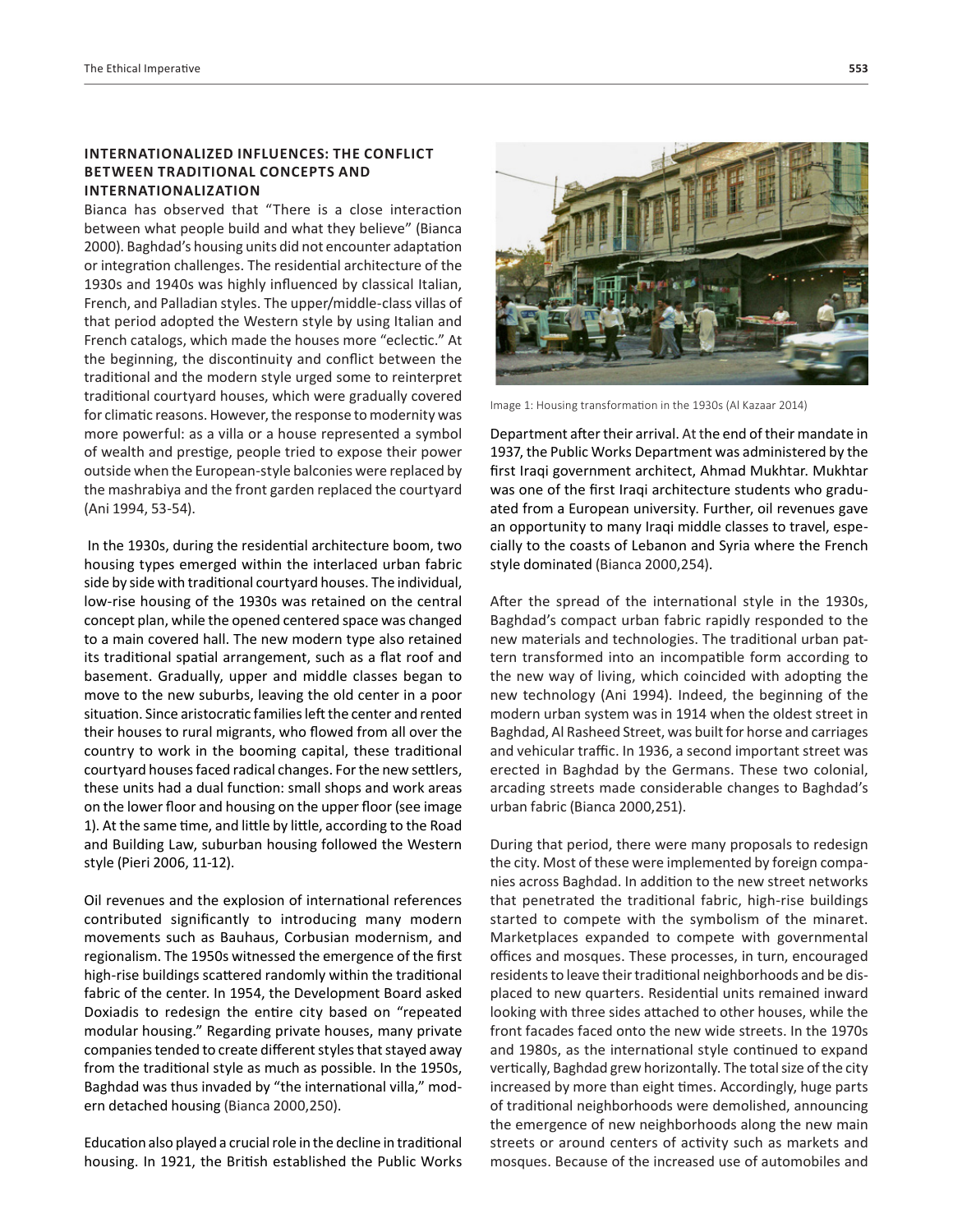### INTERNATIONALIZED INFLUENCES: THE CONFLICT BETWEEN TRADITIONAL CONCEPTS AND INTERNATIONALIZATION

Bianca has observed that "There is a close interaction between what people build and what they believe" (Bianca 2000). Baghdad's housing units did not encounter adaptation or integration challenges. The residential architecture of the 1930s and 1940s was highly influenced by classical Italian, French, and Palladian styles. The upper/middle-class villas of that period adopted the Western style by using Italian and French catalogs, which made the houses more "eclectic." At the beginning, the discontinuity and conflict between the traditional and the modern style urged some to reinterpret traditional courtyard houses, which were gradually covered for climatic reasons. However, the response to modernity was more powerful: as a villa or a house represented a symbol of wealth and prestige, people tried to expose their power outside when the European-style balconies were replaced by the mashrabiya and the front garden replaced the courtyard (Ani 1994, 53-54).

In the 1930s, during the residential architecture boom, two housing types emerged within the interlaced urban fabric side by side with traditional courtyard houses. The individual, low-rise housing of the 1930s was retained on the central concept plan, while the opened centered space was changed to a main covered hall. The new modern type also retained its traditional spatial arrangement, such as a flat roof and basement. Gradually, upper and middle classes began to move to the new suburbs, leaving the old center in a poor situation. Since aristocratic families left the center and rented their houses to rural migrants, who flowed from all over the country to work in the booming capital, these traditional courtyard houses faced radical changes. For the new settlers, these units had a dual function: small shops and work areas on the lower floor and housing on the upper floor (see image 1). At the same time, and little by little, according to the Road and Building Law, suburban housing followed the Western style (Pieri 2006, 11-12).

Oil revenues and the explosion of international references contributed significantly to introducing many modern movements such as Bauhaus, Corbusian modernism, and regionalism. The 1950s witnessed the emergence of the first high-rise buildings scattered randomly within the traditional fabric of the center. In 1954, the Development Board asked Doxiadis to redesign the entire city based on "repeated modular housing." Regarding private houses, many private companies tended to create different styles that stayed away from the traditional style as much as possible. In the 1950s, Baghdad was thus invaded by "the international villa," modern detached housing (Bianca 2000,250).

Education also played a crucial role in the decline in traditional housing. In 1921, the British established the Public Works Department after their arrival. At the end of their mandate in 1937, the Public Works Department was administered by the first Iraqi government architect, Ahmad Mukhtar. Mukhtar was one of the first Iraqi architecture students who graduated from a European university. Further, oil revenues gave an opportunity to many Iraqi middle classes to travel, especially to the coasts of Lebanon and Syria where the French style dominated (Bianca 2000,254).

Image 1: Housing transformation in the 1930s (Al Kazaar 2014)

After the spread of the international style in the 1930s, Baghdad's compact urban fabric rapidly responded to the new materials and technologies. The traditional urban pattern transformed into an incompatible form according to the new way of living, which coincided with adopting the new technology (Ani 1994). Indeed, the beginning of the modern urban system was in 1914 when the oldest street in Baghdad, Al Rasheed Street, was built for horse and carriages and vehicular traffic. In 1936, a second important street was erected in Baghdad by the Germans. These two colonial, arcading streets made considerable changes to Baghdad's urban fabric (Bianca 2000,251).

During that period, there were many proposals to redesign the city. Most of these were implemented by foreign companies across Baghdad. In addition to the new street networks that penetrated the traditional fabric, high-rise buildings started to compete with the symbolism of the minaret. Marketplaces expanded to compete with governmental offices and mosques. These processes, in turn, encouraged residents to leave their traditional neighborhoods and be displaced to new quarters. Residential units remained inward looking with three sides attached to other houses, while the front facades faced onto the new wide streets. In the 1970s and 1980s, as the international style continued to expand vertically, Baghdad grew horizontally. The total size of the city increased by more than eight times. Accordingly, huge parts of traditional neighborhoods were demolished, announcing the emergence of new neighborhoods along the new main streets or around centers of activity such as markets and mosques. Because of the increased use of automobiles and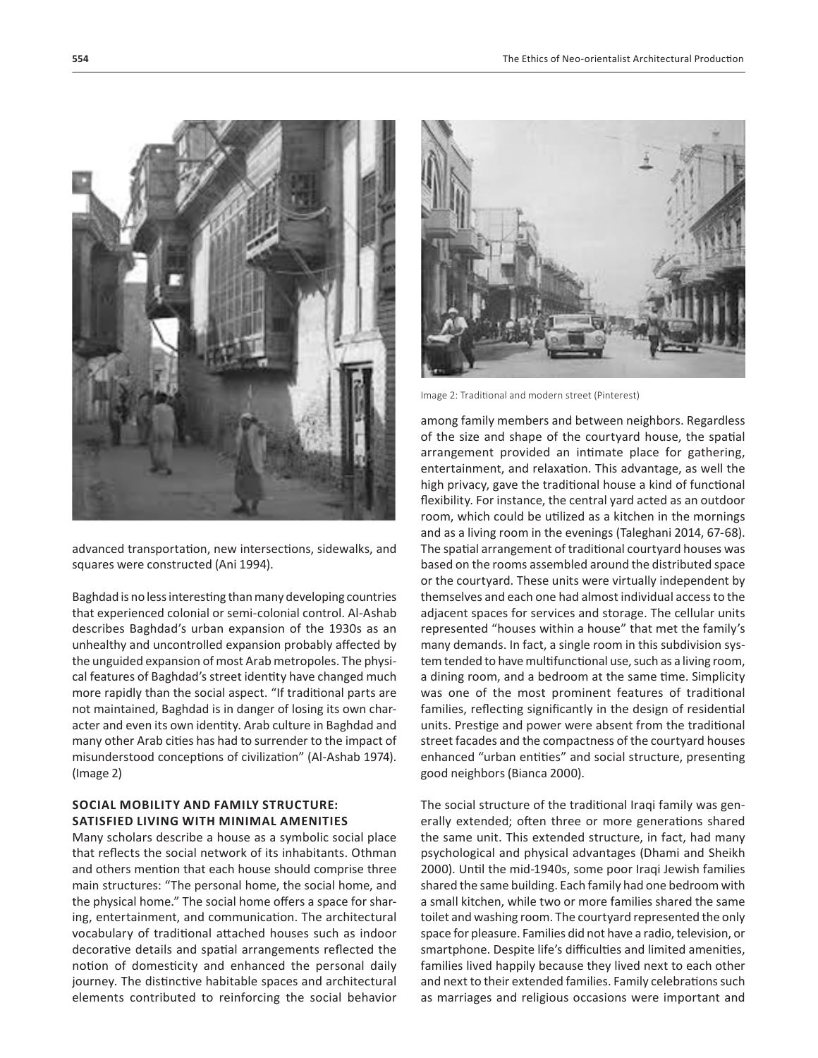advanced transportation, new intersections, sidewalks, and squares were constructed (Ani 1994).

Baghdad is no less interesting than many developing countries that experienced colonial or semi-colonial control. Al-Ashab describes Baghdad's urban expansion of the 1930s as an unhealthy and uncontrolled expansion probably affected by the unguided expansion of most Arab metropoles. The physical features of Baghdad's street identity have changed much more rapidly than the social aspect. "If traditional parts are not maintained, Baghdad is in danger of losing its own character and even its own identity. Arab culture in Baghdad and many other Arab cities has had to surrender to the impact of misunderstood conceptions of civilization" (Al-Ashab 1974). (Image 2)

## SOCIAL MOBILITY AND FAMILY STRUCTURE: SATISFIED LIVING WITH MINIMAL AMENITIES

Many scholars describe a house as a symbolic social place that reflects the social network of its inhabitants. Othman and others mention that each house should comprise three main structures: "The personal home, the social home, and the physical home." The social home offers a space for sharing, entertainment, and communication. The architectural vocabulary of traditional attached houses such as indoor decorative details and spatial arrangements reflected the notion of domesticity and enhanced the personal daily journey. The distinctive habitable spaces and architectural elements contributed to reinforcing the social behavior among family members and between neighbors. Regardless of the size and shape of the courtyard house, the spatial arrangement provided an intimate place for gathering, entertainment, and relaxation. This advantage, as well the high privacy, gave the traditional house a kind of functional flexibility. For instance, the central yard acted as an outdoor room, which could be utilized as a kitchen in the mornings and as a living room in the evenings (Taleghani 2014, 67-68). The spatial arrangement of traditional courtyard houses was based on the rooms assembled around the distributed space or the courtyard. These units were virtually independent by themselves and each one had almost individual access to the adjacent spaces for services and storage. The cellular units represented "houses within a house" that met the family's many demands. In fact, a single room in this subdivision system tended to have multifunctional use, such as a living room, a dining room, and a bedroom at the same time. Simplicity was one of the most prominent features of traditional families, reflecting significantly in the design of residential units. Prestige and power were absent from the traditional street facades and the compactness of the courtyard houses enhanced "urban entities" and social structure, presenting good neighbors (Bianca 2000).

Image 2: Traditional and modern street (Pinterest)

The social structure of the traditional Iraqi family was generally extended; often three or more generations shared the same unit. This extended structure, in fact, had many psychological and physical advantages (Dhami and Sheikh 2000). Until the mid-1940s, some poor Iraqi Jewish families shared the same building. Each family had one bedroom with a small kitchen, while two or more families shared the same toilet and washing room. The courtyard represented the only space for pleasure. Families did not have a radio, television, or smartphone. Despite life's difficulties and limited amenities, families lived happily because they lived next to each other and next to their extended families. Family celebrations such as marriages and religious occasions were important and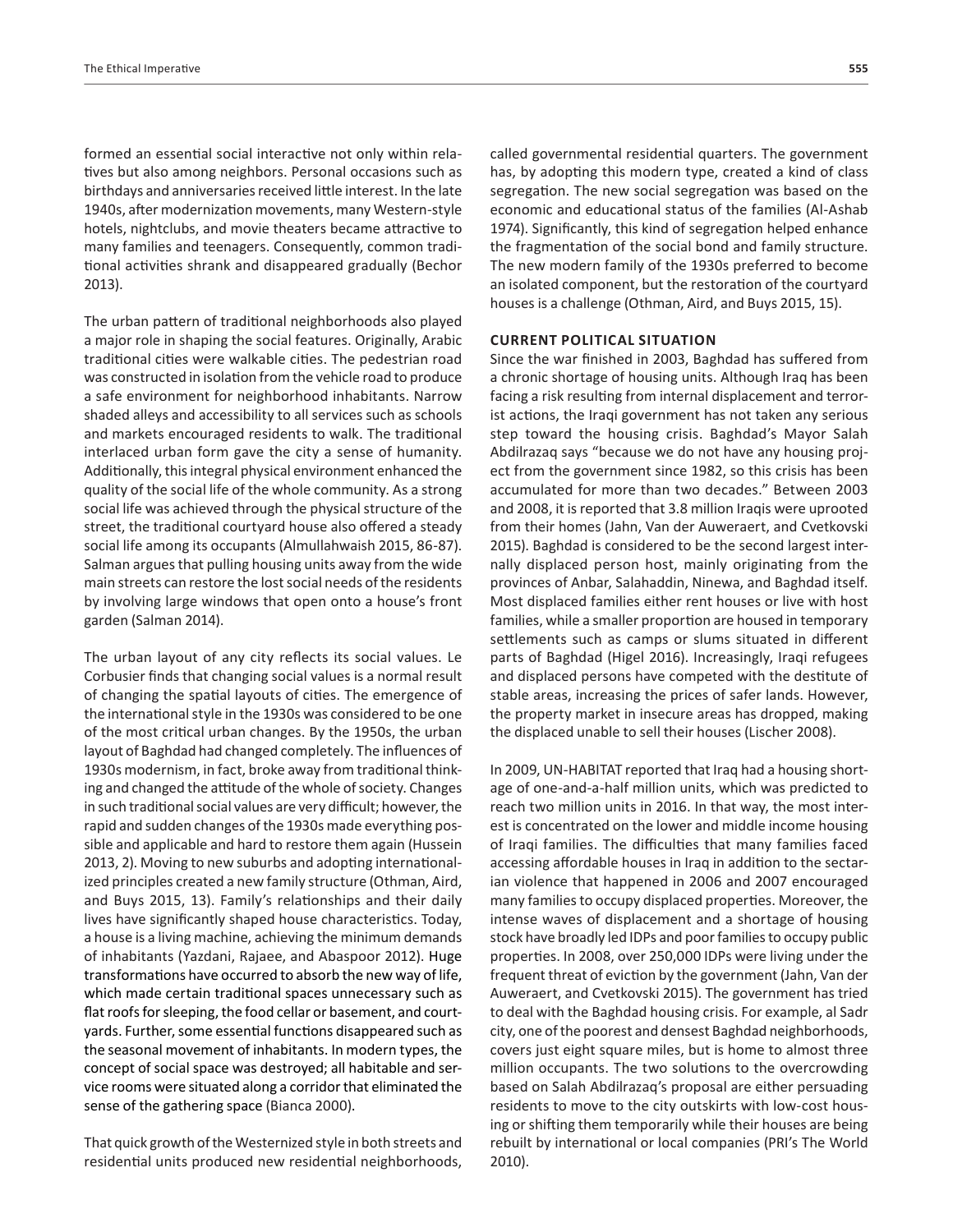formed an essential social interactive not only within relatives but also among neighbors. Personal occasions such as birthdays and anniversaries received little interest. In the late 1940s, after modernization movements, many Western-style hotels, nightclubs, and movie theaters became attractive to many families and teenagers. Consequently, common traditional activities shrank and disappeared gradually (Bechor 2013).

The urban pattern of traditional neighborhoods also played a major role in shaping the social features. Originally, Arabic traditional cities were walkable cities. The pedestrian road was constructed in isolation from the vehicle road to produce a safe environment for neighborhood inhabitants. Narrow shaded alleys and accessibility to all services such as schools and markets encouraged residents to walk. The traditional interlaced urban form gave the city a sense of humanity. Additionally, this integral physical environment enhanced the quality of the social life of the whole community. As a strong social life was achieved through the physical structure of the street, the traditional courtyard house also offered a steady social life among its occupants (Almullahwaish 2015, 86-87). Salman argues that pulling housing units away from the wide main streets can restore the lost social needs of the residents by involving large windows that open onto a house's front garden (Salman 2014).

The urban layout of any city reflects its social values. Le Corbusier finds that changing social values is a normal result of changing the spatial layouts of cities. The emergence of the international style in the 1930s was considered to be one of the most critical urban changes. By the 1950s, the urban layout of Baghdad had changed completely. The influences of 1930s modernism, in fact, broke away from traditional thinking and changed the attitude of the whole of society. Changes in such traditional social values are very difficult; however, the rapid and sudden changes of the 1930s made everything possible and applicable and hard to restore them again (Hussein 2013, 2). Moving to new suburbs and adopting internationalized principles created a new family structure (Othman, Aird, and Buys 2015, 13). Family's relationships and their daily lives have significantly shaped house characteristics. Today, a house is a living machine, achieving the minimum demands of inhabitants (Yazdani, Rajaee, and Abaspoor 2012). Huge transformations have occurred to absorb the new way of life, which made certain traditional spaces unnecessary such as flat roofs for sleeping, the food cellar or basement, and courtyards. Further, some essential functions disappeared such as the seasonal movement of inhabitants. In modern types, the concept of social space was destroyed; all habitable and service rooms were situated along a corridor that eliminated the sense of the gathering space (Bianca 2000).

That quick growth of the Westernized style in both streets and residential units produced new residential neighborhoods, called governmental residential quarters. The government has, by adopting this modern type, created a kind of class segregation. The new social segregation was based on the economic and educational status of the families (Al-Ashab 1974). Significantly, this kind of segregation helped enhance the fragmentation of the social bond and family structure. The new modern family of the 1930s preferred to become an isolated component, but the restoration of the courtyard houses is a challenge (Othman, Aird, and Buys 2015, 15).

## CURRENT POLITICAL SITUATION

Since the war finished in 2003, Baghdad has suffered from a chronic shortage of housing units. Although Iraq has been facing a risk resulting from internal displacement and terrorist actions, the Iraqi government has not taken any serious step toward the housing crisis. Baghdad's Mayor Salah Abdilrazaq says "because we do not have any housing project from the government since 1982, so this crisis has been accumulated for more than two decades." Between 2003 and 2008, it is reported that 3.8 million Iraqis were uprooted from their homes (Jahn, Van der Auweraert, and Cvetkovski 2015). Baghdad is considered to be the second largest internally displaced person host, mainly originating from the provinces of Anbar, Salahaddin, Ninewa, and Baghdad itself. Most displaced families either rent houses or live with host families, while a smaller proportion are housed in temporary settlements such as camps or slums situated in different parts of Baghdad (Higel 2016). Increasingly, Iraqi refugees and displaced persons have competed with the destitute of stable areas, increasing the prices of safer lands. However, the property market in insecure areas has dropped, making the displaced unable to sell their houses (Lischer 2008).

In 2009, UN-HABITAT reported that Iraq had a housing shortage of one-and-a-half million units, which was predicted to reach two million units in 2016. In that way, the most interest is concentrated on the lower and middle income housing of Iraqi families. The difficulties that many families faced accessing affordable houses in Iraq in addition to the sectarian violence that happened in 2006 and 2007 encouraged many families to occupy displaced properties. Moreover, the intense waves of displacement and a shortage of housing stock have broadly led IDPs and poor families to occupy public properties. In 2008, over 250,000 IDPs were living under the frequent threat of eviction by the government (Jahn, Van der Auweraert, and Cvetkovski 2015). The government has tried to deal with the Baghdad housing crisis. For example, al Sadr city, one of the poorest and densest Baghdad neighborhoods, covers just eight square miles, but is home to almost three million occupants. The two solutions to the overcrowding based on Salah Abdilrazaq's proposal are either persuading residents to move to the city outskirts with low-cost housing or shifting them temporarily while their houses are being rebuilt by international or local companies (PRI's The World 2010).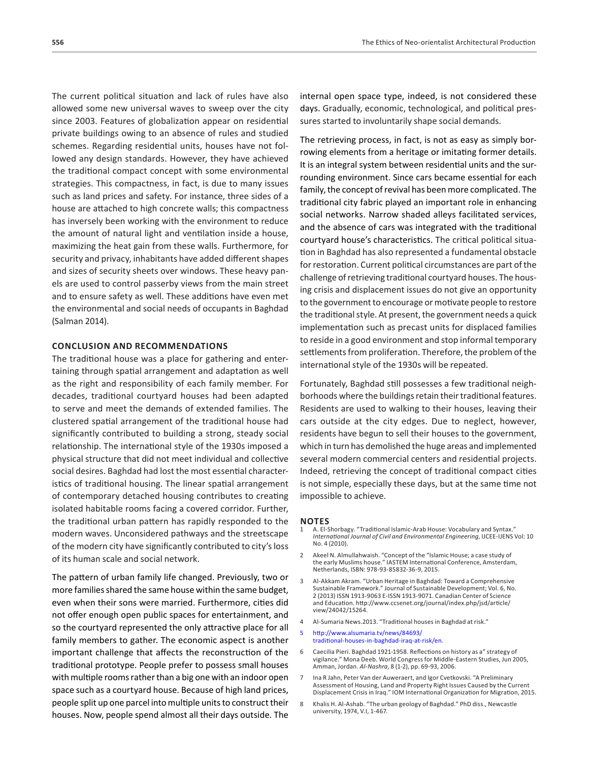The current political situation and lack of rules have also allowed some new universal waves to sweep over the city since 2003. Features of globalization appear on residential private buildings owing to an absence of rules and studied schemes. Regarding residential units, houses have not followed any design standards. However, they have achieved the traditional compact concept with some environmental strategies. This compactness, in fact, is due to many issues such as land prices and safety. For instance, three sides of a house are attached to high concrete walls; this compactness has inversely been working with the environment to reduce the amount of natural light and ventilation inside a house, maximizing the heat gain from these walls. Furthermore, for security and privacy, inhabitants have added different shapes and sizes of security sheets over windows. These heavy panels are used to control passerby views from the main street and to ensure safety as well. These additions have even met the environmental and social needs of occupants in Baghdad (Salman 2014).

## CONCLUSION AND RECOMMENDATIONS

The traditional house was a place for gathering and entertaining through spatial arrangement and adaptation as well as the right and responsibility of each family member. For decades, traditional courtyard houses had been adapted to serve and meet the demands of extended families. The clustered spatial arrangement of the traditional house had significantly contributed to building a strong, steady social relationship. The international style of the 1930s imposed a physical structure that did not meet individual and collective social desires. Baghdad had lost the most essential characteristics of traditional housing. The linear spatial arrangement of contemporary detached housing contributes to creating isolated habitable rooms facing a covered corridor. Further, the traditional urban pattern has rapidly responded to the modern waves. Unconsidered pathways and the streetscape of the modern city have significantly contributed to city's loss of its human scale and social network.

The pattern of urban family life changed. Previously, two or more families shared the same house within the same budget, even when their sons were married. Furthermore, cities did not offer enough open public spaces for entertainment, and so the courtyard represented the only attractive place for all family members to gather. The economic aspect is another important challenge that affects the reconstruction of the traditional prototype. People prefer to possess small houses with multiple rooms rather than a big one with an indoor open space such as a courtyard house. Because of high land prices, people split up one parcel into multiple units to construct their houses. Now, people spend almost all their days outside. The internal open space type, indeed, is not considered these days. Gradually, economic, technological, and political pressures started to involuntarily shape social demands.

The retrieving process, in fact, is not as easy as simply borrowing elements from a heritage or imitating former details. It is an integral system between residential units and the surrounding environment. Since cars became essential for each family, the concept of revival has been more complicated. The traditional city fabric played an important role in enhancing social networks. Narrow shaded alleys facilitated services, and the absence of cars was integrated with the traditional courtyard house's characteristics. The critical political situation in Baghdad has also represented a fundamental obstacle for restoration. Current political circumstances are part of the challenge of retrieving traditional courtyard houses. The housing crisis and displacement issues do not give an opportunity to the government to encourage or motivate people to restore the traditional style. At present, the government needs a quick implementation such as precast units for displaced families to reside in a good environment and stop informal temporary settlements from proliferation. Therefore, the problem of the international style of the 1930s will be repeated.

Fortunately, Baghdad still possesses a few traditional neighborhoods where the buildings retain their traditional features. Residents are used to walking to their houses, leaving their cars outside at the city edges. Due to neglect, however, residents have begun to sell their houses to the government, which in turn has demolished the huge areas and implemented several modern commercial centers and residential projects. Indeed, retrieving the concept of traditional compact cities is not simple, especially these days, but at the same time not impossible to achieve.

## NOTES

1. A. El-Shorbagy. "Traditional Islamic-Arab House: Vocabulary and Syntax." *International Journal of Civil and Environmental Engineering*, IJCEE-IJENS Vol: 10 No. 4 (2010).
2. Akeel N. Almullahwaish. "Concept of the "Islamic House; a case study of the early Muslims house." IASTEM International Conference, Amsterdam, Netherlands, ISBN: 978-93-85832-36-9, 2015.
3. Al-Akkam Akram. "Urban Heritage in Baghdad: Toward a Comprehensive Sustainable Framework." Journal of Sustainable Development; Vol. 6, No. 2 (2013) ISSN 1913-9063 E-ISSN 1913-9071. Canadian Center of Science and Education. http://www.ccsenet.org/journal/index.php/jsd/article/view/24042/15264.
4. Al-Sumaria News.2013. "Traditional houses in Baghdad at risk."
5. http://www.alsumaria.tv/news/84693/traditional-houses-in-baghdad-iraq-at-risk/en.
6. Caecilia Pieri. Baghdad 1921-1958. Reflections on history as a" strategy of vigilance." Mona Deeb. World Congress for Middle-Eastern Studies, Jun 2005, Amman, Jordan. *Al-Nashra*, 8 (1-2), pp. 69-93, 2006.
7. Ina R Jahn, Peter Van der Auweraert, and Igor Cvetkovski. "A Preliminary Assessment of Housing, Land and Property Right Issues Caused by the Current Displacement Crisis in Iraq." IOM International Organization for Migration, 2015.
8. Khalis H. Al-Ashab. "The urban geology of Baghdad." PhD diss., Newcastle university, 1974, V.I, 1-467.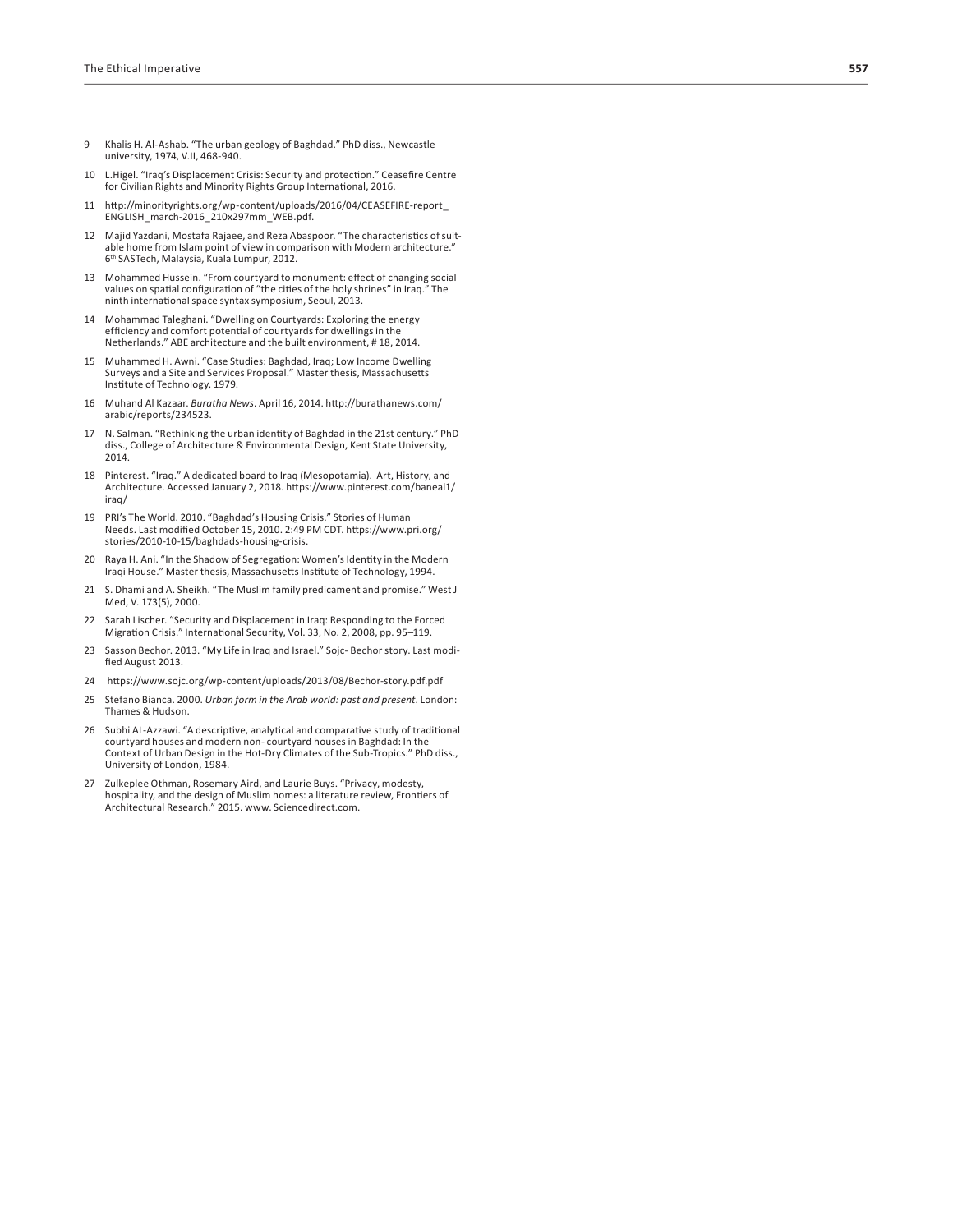9 Khalis H. Al-Ashab. "The urban geology of Baghdad." PhD diss., Newcastle university, 1974, V.II, 468-940.

10 L.Higel. "Iraq's Displacement Crisis: Security and protection." Ceasefire Centre for Civilian Rights and Minority Rights Group International, 2016.

11 http://minorityrights.org/wp-content/uploads/2016/04/CEASEFIRE-report_ENGLISH_march-2016_210x297mm_WEB.pdf.

12 Majid Yazdani, Mostafa Rajaee, and Reza Abaspoor. "The characteristics of suitable home from Islam point of view in comparison with Modern architecture." 6th SASTech, Malaysia, Kuala Lumpur, 2012.

13 Mohammed Hussein. "From courtyard to monument: effect of changing social values on spatial configuration of "the cities of the holy shrines" in Iraq." The ninth international space syntax symposium, Seoul, 2013.

14 Mohammad Taleghani. "Dwelling on Courtyards: Exploring the energy efficiency and comfort potential of courtyards for dwellings in the Netherlands." ABE architecture and the built environment, # 18, 2014.

15 Muhammed H. Awni. "Case Studies: Baghdad, Iraq; Low Income Dwelling Surveys and a Site and Services Proposal." Master thesis, Massachusetts Institute of Technology, 1979.

16 Muhand Al Kazaar. *Buratha News*. April 16, 2014. http://burathanews.com/arabic/reports/234523.

17 N. Salman. "Rethinking the urban identity of Baghdad in the 21st century." PhD diss., College of Architecture & Environmental Design, Kent State University, 2014.

18 Pinterest. "Iraq." A dedicated board to Iraq (Mesopotamia). Art, History, and Architecture. Accessed January 2, 2018. https://www.pinterest.com/baneal1/iraq/

19 PRI's The World. 2010. "Baghdad's Housing Crisis." Stories of Human Needs. Last modified October 15, 2010. 2:49 PM CDT. https://www.pri.org/stories/2010-10-15/baghdads-housing-crisis.

20 Raya H. Ani. "In the Shadow of Segregation: Women's Identity in the Modern Iraqi House." Master thesis, Massachusetts Institute of Technology, 1994.

21 S. Dhami and A. Sheikh. "The Muslim family predicament and promise." West J Med, V. 173(5), 2000.

22 Sarah Lischer. "Security and Displacement in Iraq: Responding to the Forced Migration Crisis." International Security, Vol. 33, No. 2, 2008, pp. 95–119.

23 Sasson Bechor. 2013. "My Life in Iraq and Israel." Sojc- Bechor story. Last modified August 2013.

24 https://www.sojc.org/wp-content/uploads/2013/08/Bechor-story.pdf.pdf

25 Stefano Bianca. 2000. *Urban form in the Arab world: past and present*. London: Thames & Hudson.

26 Subhi AL-Azzawi. "A descriptive, analytical and comparative study of traditional courtyard houses and modern non- courtyard houses in Baghdad: In the Context of Urban Design in the Hot-Dry Climates of the Sub-Tropics." PhD diss., University of London, 1984.

27 Zulkeplee Othman, Rosemary Aird, and Laurie Buys. "Privacy, modesty, hospitality, and the design of Muslim homes: a literature review, Frontiers of Architectural Research." 2015. www. Sciencedirect.com.